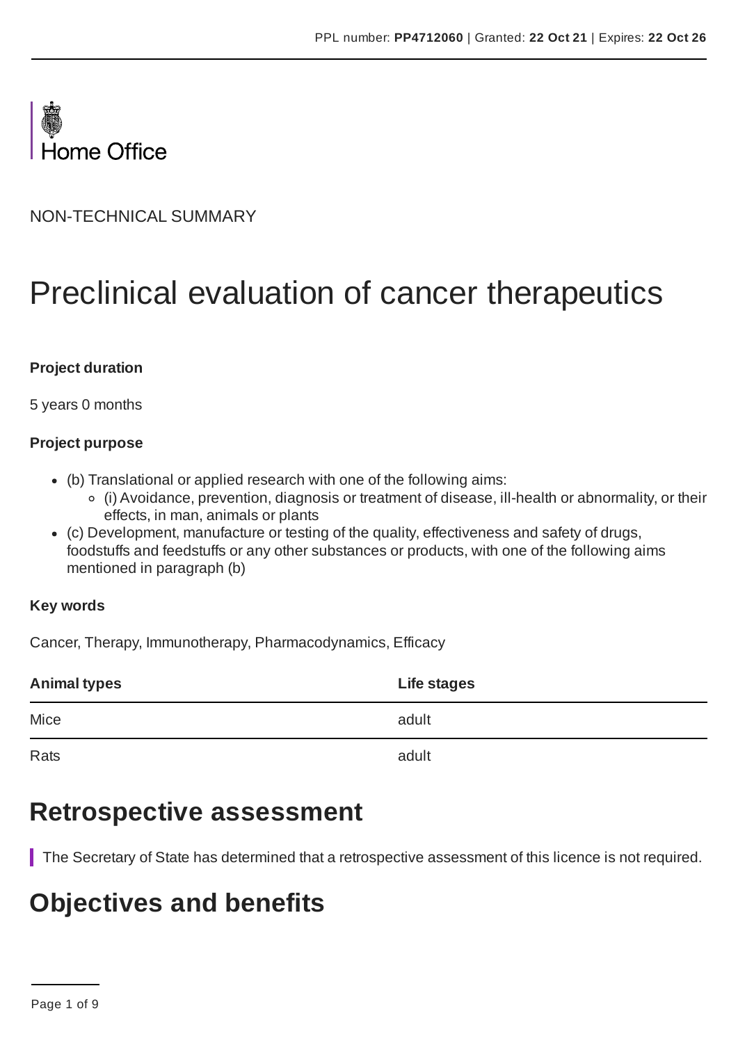Home Office

NON-TECHNICAL SUMMARY

# Preclinical evaluation of cancer therapeutics

**Project duration**

5 years 0 months

**Project purpose**

- (b) Translational or applied research with one of the following aims:
  - (i) Avoidance, prevention, diagnosis or treatment of disease, ill-health or abnormality, or their effects, in man, animals or plants
- (c) Development, manufacture or testing of the quality, effectiveness and safety of drugs, foodstuffs and feedstuffs or any other substances or products, with one of the following aims mentioned in paragraph (b)

**Key words**

Cancer, Therapy, Immunotherapy, Pharmacodynamics, Efficacy

| Animal types | Life stages |
| --- | --- |
| Mice | adult |
| Rats | adult |

## Retrospective assessment

The Secretary of State has determined that a retrospective assessment of this licence is not required.

## Objectives and benefits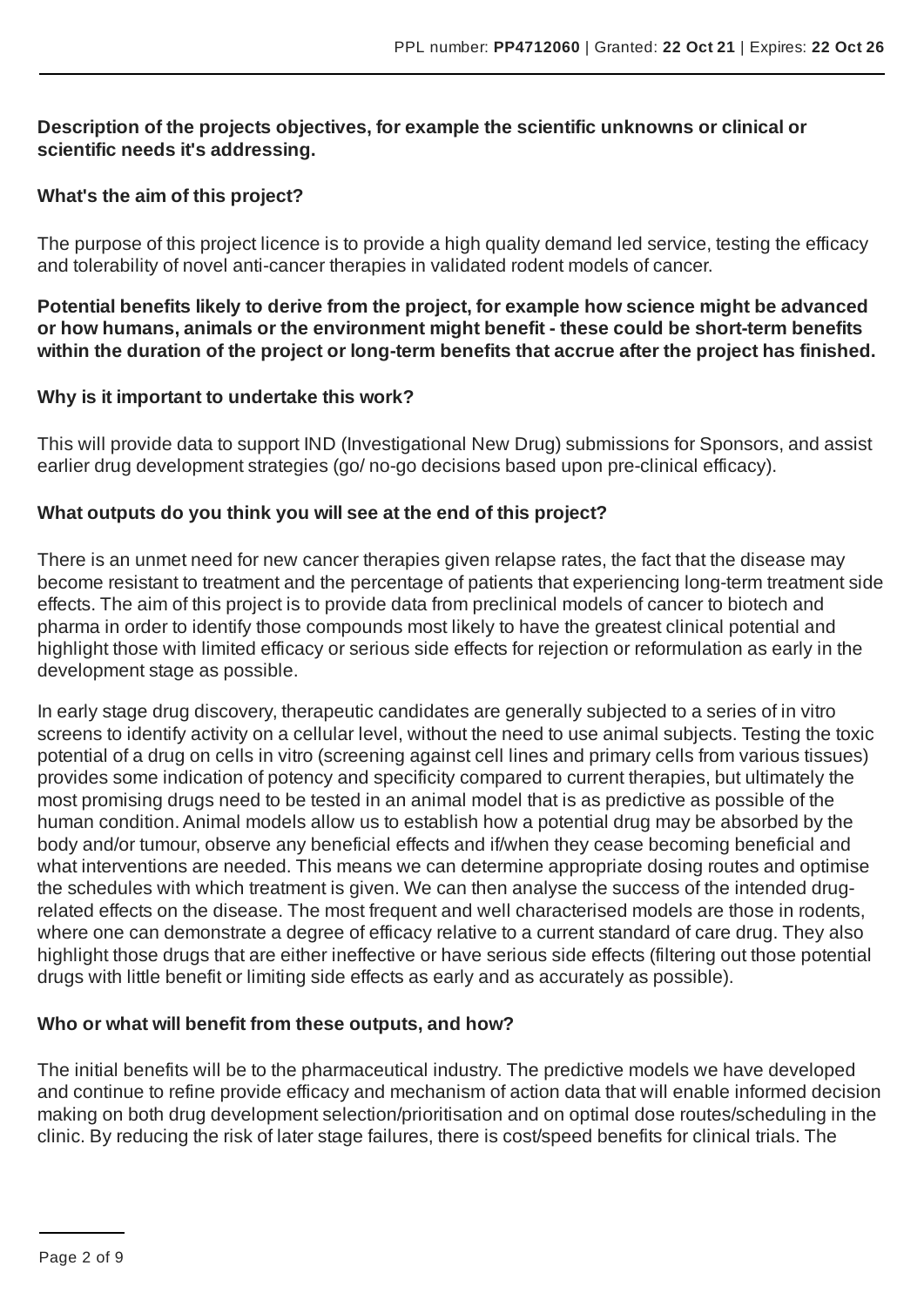**Description of the projects objectives, for example the scientific unknowns or clinical or scientific needs it's addressing.**

**What's the aim of this project?**

The purpose of this project licence is to provide a high quality demand led service, testing the efficacy and tolerability of novel anti-cancer therapies in validated rodent models of cancer.

**Potential benefits likely to derive from the project, for example how science might be advanced or how humans, animals or the environment might benefit - these could be short-term benefits within the duration of the project or long-term benefits that accrue after the project has finished.**

**Why is it important to undertake this work?**

This will provide data to support IND (Investigational New Drug) submissions for Sponsors, and assist earlier drug development strategies (go/ no-go decisions based upon pre-clinical efficacy).

**What outputs do you think you will see at the end of this project?**

There is an unmet need for new cancer therapies given relapse rates, the fact that the disease may become resistant to treatment and the percentage of patients that experiencing long-term treatment side effects. The aim of this project is to provide data from preclinical models of cancer to biotech and pharma in order to identify those compounds most likely to have the greatest clinical potential and highlight those with limited efficacy or serious side effects for rejection or reformulation as early in the development stage as possible.

In early stage drug discovery, therapeutic candidates are generally subjected to a series of in vitro screens to identify activity on a cellular level, without the need to use animal subjects. Testing the toxic potential of a drug on cells in vitro (screening against cell lines and primary cells from various tissues) provides some indication of potency and specificity compared to current therapies, but ultimately the most promising drugs need to be tested in an animal model that is as predictive as possible of the human condition. Animal models allow us to establish how a potential drug may be absorbed by the body and/or tumour, observe any beneficial effects and if/when they cease becoming beneficial and what interventions are needed. This means we can determine appropriate dosing routes and optimise the schedules with which treatment is given. We can then analyse the success of the intended drug-related effects on the disease. The most frequent and well characterised models are those in rodents, where one can demonstrate a degree of efficacy relative to a current standard of care drug. They also highlight those drugs that are either ineffective or have serious side effects (filtering out those potential drugs with little benefit or limiting side effects as early and as accurately as possible).

**Who or what will benefit from these outputs, and how?**

The initial benefits will be to the pharmaceutical industry. The predictive models we have developed and continue to refine provide efficacy and mechanism of action data that will enable informed decision making on both drug development selection/prioritisation and on optimal dose routes/scheduling in the clinic. By reducing the risk of later stage failures, there is cost/speed benefits for clinical trials. The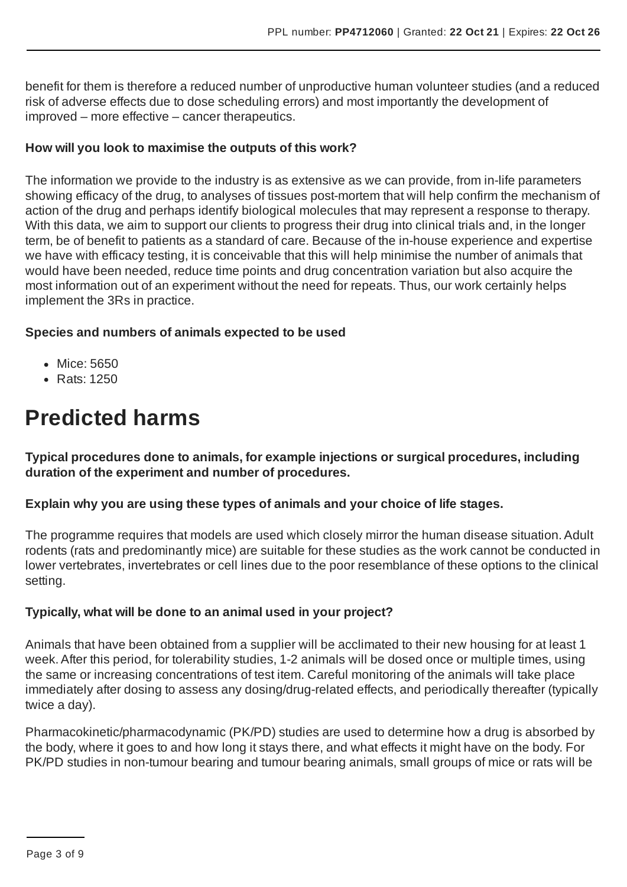benefit for them is therefore a reduced number of unproductive human volunteer studies (and a reduced risk of adverse effects due to dose scheduling errors) and most importantly the development of improved – more effective – cancer therapeutics.

**How will you look to maximise the outputs of this work?**

The information we provide to the industry is as extensive as we can provide, from in-life parameters showing efficacy of the drug, to analyses of tissues post-mortem that will help confirm the mechanism of action of the drug and perhaps identify biological molecules that may represent a response to therapy. With this data, we aim to support our clients to progress their drug into clinical trials and, in the longer term, be of benefit to patients as a standard of care. Because of the in-house experience and expertise we have with efficacy testing, it is conceivable that this will help minimise the number of animals that would have been needed, reduce time points and drug concentration variation but also acquire the most information out of an experiment without the need for repeats. Thus, our work certainly helps implement the 3Rs in practice.

**Species and numbers of animals expected to be used**

- Mice: 5650
- Rats: 1250

# Predicted harms

**Typical procedures done to animals, for example injections or surgical procedures, including duration of the experiment and number of procedures.**

**Explain why you are using these types of animals and your choice of life stages.**

The programme requires that models are used which closely mirror the human disease situation. Adult rodents (rats and predominantly mice) are suitable for these studies as the work cannot be conducted in lower vertebrates, invertebrates or cell lines due to the poor resemblance of these options to the clinical setting.

**Typically, what will be done to an animal used in your project?**

Animals that have been obtained from a supplier will be acclimated to their new housing for at least 1 week. After this period, for tolerability studies, 1-2 animals will be dosed once or multiple times, using the same or increasing concentrations of test item. Careful monitoring of the animals will take place immediately after dosing to assess any dosing/drug-related effects, and periodically thereafter (typically twice a day).

Pharmacokinetic/pharmacodynamic (PK/PD) studies are used to determine how a drug is absorbed by the body, where it goes to and how long it stays there, and what effects it might have on the body. For PK/PD studies in non-tumour bearing and tumour bearing animals, small groups of mice or rats will be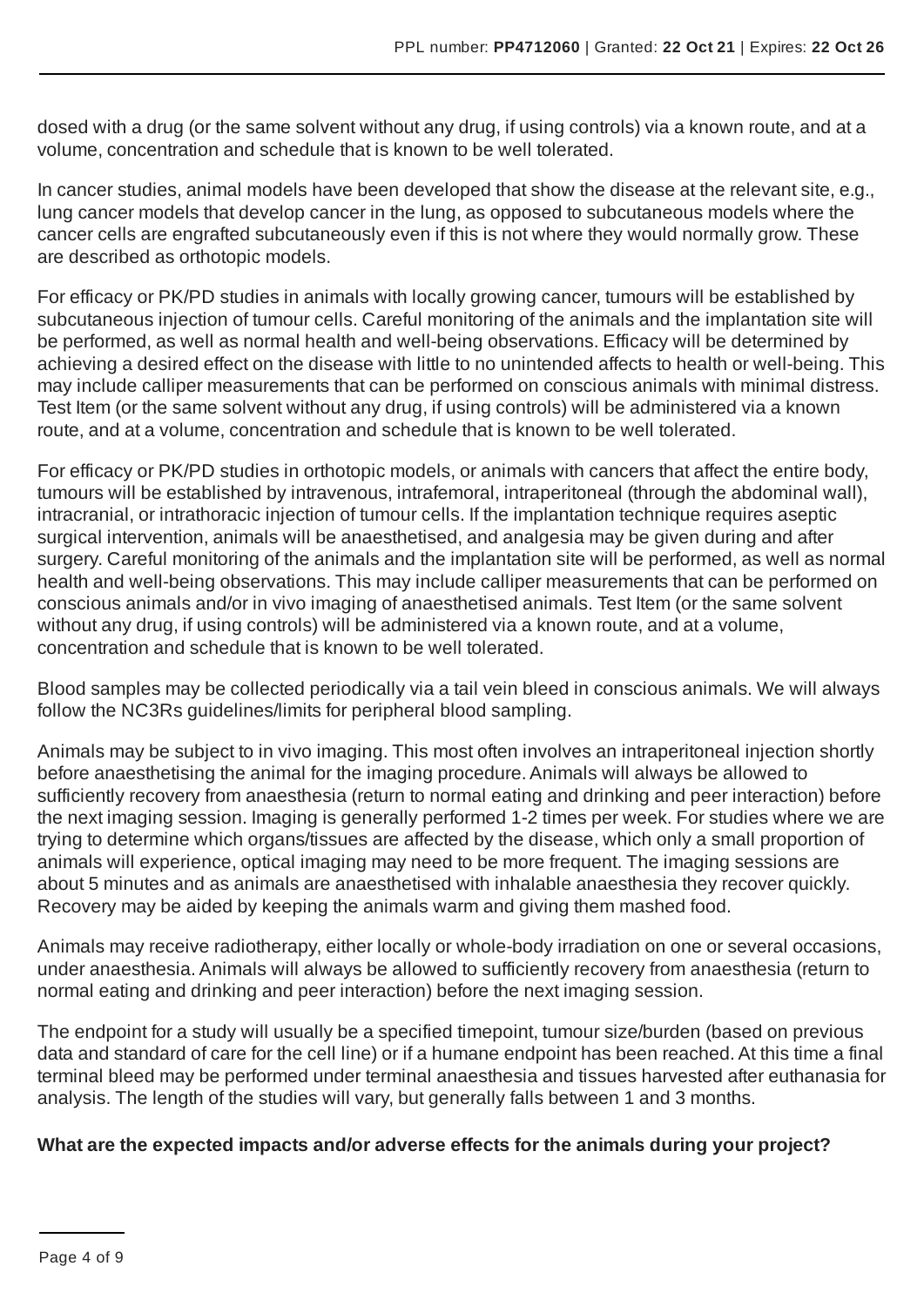dosed with a drug (or the same solvent without any drug, if using controls) via a known route, and at a volume, concentration and schedule that is known to be well tolerated.

In cancer studies, animal models have been developed that show the disease at the relevant site, e.g., lung cancer models that develop cancer in the lung, as opposed to subcutaneous models where the cancer cells are engrafted subcutaneously even if this is not where they would normally grow. These are described as orthotopic models.

For efficacy or PK/PD studies in animals with locally growing cancer, tumours will be established by subcutaneous injection of tumour cells. Careful monitoring of the animals and the implantation site will be performed, as well as normal health and well-being observations. Efficacy will be determined by achieving a desired effect on the disease with little to no unintended affects to health or well-being. This may include calliper measurements that can be performed on conscious animals with minimal distress. Test Item (or the same solvent without any drug, if using controls) will be administered via a known route, and at a volume, concentration and schedule that is known to be well tolerated.

For efficacy or PK/PD studies in orthotopic models, or animals with cancers that affect the entire body, tumours will be established by intravenous, intrafemoral, intraperitoneal (through the abdominal wall), intracranial, or intrathoracic injection of tumour cells. If the implantation technique requires aseptic surgical intervention, animals will be anaesthetised, and analgesia may be given during and after surgery. Careful monitoring of the animals and the implantation site will be performed, as well as normal health and well-being observations. This may include calliper measurements that can be performed on conscious animals and/or in vivo imaging of anaesthetised animals. Test Item (or the same solvent without any drug, if using controls) will be administered via a known route, and at a volume, concentration and schedule that is known to be well tolerated.

Blood samples may be collected periodically via a tail vein bleed in conscious animals. We will always follow the NC3Rs guidelines/limits for peripheral blood sampling.

Animals may be subject to in vivo imaging. This most often involves an intraperitoneal injection shortly before anaesthetising the animal for the imaging procedure. Animals will always be allowed to sufficiently recovery from anaesthesia (return to normal eating and drinking and peer interaction) before the next imaging session. Imaging is generally performed 1-2 times per week. For studies where we are trying to determine which organs/tissues are affected by the disease, which only a small proportion of animals will experience, optical imaging may need to be more frequent. The imaging sessions are about 5 minutes and as animals are anaesthetised with inhalable anaesthesia they recover quickly. Recovery may be aided by keeping the animals warm and giving them mashed food.

Animals may receive radiotherapy, either locally or whole-body irradiation on one or several occasions, under anaesthesia. Animals will always be allowed to sufficiently recovery from anaesthesia (return to normal eating and drinking and peer interaction) before the next imaging session.

The endpoint for a study will usually be a specified timepoint, tumour size/burden (based on previous data and standard of care for the cell line) or if a humane endpoint has been reached. At this time a final terminal bleed may be performed under terminal anaesthesia and tissues harvested after euthanasia for analysis. The length of the studies will vary, but generally falls between 1 and 3 months.

**What are the expected impacts and/or adverse effects for the animals during your project?**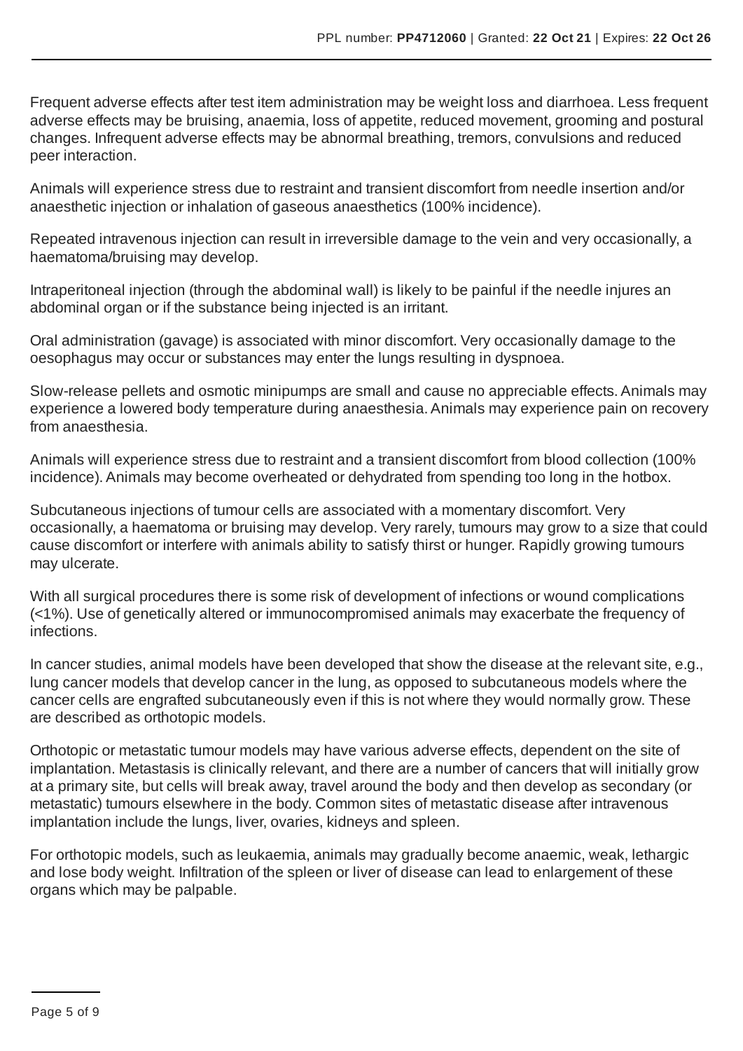Frequent adverse effects after test item administration may be weight loss and diarrhoea. Less frequent adverse effects may be bruising, anaemia, loss of appetite, reduced movement, grooming and postural changes. Infrequent adverse effects may be abnormal breathing, tremors, convulsions and reduced peer interaction.

Animals will experience stress due to restraint and transient discomfort from needle insertion and/or anaesthetic injection or inhalation of gaseous anaesthetics (100% incidence).

Repeated intravenous injection can result in irreversible damage to the vein and very occasionally, a haematoma/bruising may develop.

Intraperitoneal injection (through the abdominal wall) is likely to be painful if the needle injures an abdominal organ or if the substance being injected is an irritant.

Oral administration (gavage) is associated with minor discomfort. Very occasionally damage to the oesophagus may occur or substances may enter the lungs resulting in dyspnoea.

Slow-release pellets and osmotic minipumps are small and cause no appreciable effects. Animals may experience a lowered body temperature during anaesthesia. Animals may experience pain on recovery from anaesthesia.

Animals will experience stress due to restraint and a transient discomfort from blood collection (100% incidence). Animals may become overheated or dehydrated from spending too long in the hotbox.

Subcutaneous injections of tumour cells are associated with a momentary discomfort. Very occasionally, a haematoma or bruising may develop. Very rarely, tumours may grow to a size that could cause discomfort or interfere with animals ability to satisfy thirst or hunger. Rapidly growing tumours may ulcerate.

With all surgical procedures there is some risk of development of infections or wound complications (<1%). Use of genetically altered or immunocompromised animals may exacerbate the frequency of infections.

In cancer studies, animal models have been developed that show the disease at the relevant site, e.g., lung cancer models that develop cancer in the lung, as opposed to subcutaneous models where the cancer cells are engrafted subcutaneously even if this is not where they would normally grow. These are described as orthotopic models.

Orthotopic or metastatic tumour models may have various adverse effects, dependent on the site of implantation. Metastasis is clinically relevant, and there are a number of cancers that will initially grow at a primary site, but cells will break away, travel around the body and then develop as secondary (or metastatic) tumours elsewhere in the body. Common sites of metastatic disease after intravenous implantation include the lungs, liver, ovaries, kidneys and spleen.

For orthotopic models, such as leukaemia, animals may gradually become anaemic, weak, lethargic and lose body weight. Infiltration of the spleen or liver of disease can lead to enlargement of these organs which may be palpable.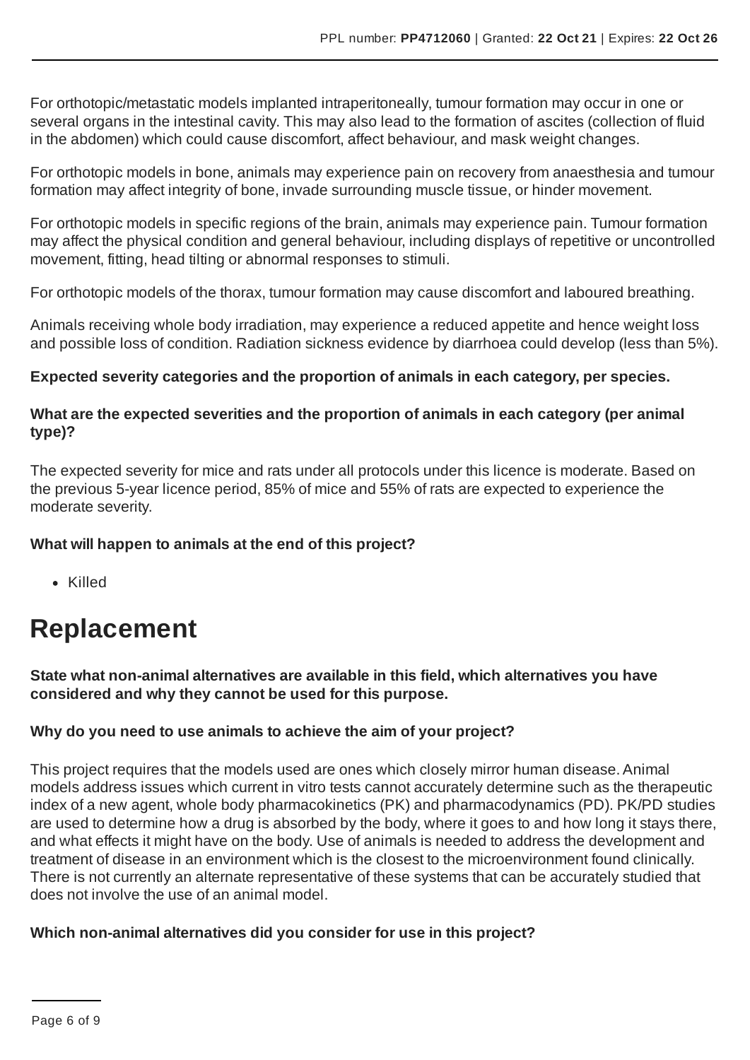For orthotopic/metastatic models implanted intraperitoneally, tumour formation may occur in one or several organs in the intestinal cavity. This may also lead to the formation of ascites (collection of fluid in the abdomen) which could cause discomfort, affect behaviour, and mask weight changes.

For orthotopic models in bone, animals may experience pain on recovery from anaesthesia and tumour formation may affect integrity of bone, invade surrounding muscle tissue, or hinder movement.

For orthotopic models in specific regions of the brain, animals may experience pain. Tumour formation may affect the physical condition and general behaviour, including displays of repetitive or uncontrolled movement, fitting, head tilting or abnormal responses to stimuli.

For orthotopic models of the thorax, tumour formation may cause discomfort and laboured breathing.

Animals receiving whole body irradiation, may experience a reduced appetite and hence weight loss and possible loss of condition. Radiation sickness evidence by diarrhoea could develop (less than 5%).

**Expected severity categories and the proportion of animals in each category, per species.**

**What are the expected severities and the proportion of animals in each category (per animal type)?**

The expected severity for mice and rats under all protocols under this licence is moderate. Based on the previous 5-year licence period, 85% of mice and 55% of rats are expected to experience the moderate severity.

**What will happen to animals at the end of this project?**

- Killed

# Replacement

**State what non-animal alternatives are available in this field, which alternatives you have considered and why they cannot be used for this purpose.**

**Why do you need to use animals to achieve the aim of your project?**

This project requires that the models used are ones which closely mirror human disease. Animal models address issues which current in vitro tests cannot accurately determine such as the therapeutic index of a new agent, whole body pharmacokinetics (PK) and pharmacodynamics (PD). PK/PD studies are used to determine how a drug is absorbed by the body, where it goes to and how long it stays there, and what effects it might have on the body. Use of animals is needed to address the development and treatment of disease in an environment which is the closest to the microenvironment found clinically. There is not currently an alternate representative of these systems that can be accurately studied that does not involve the use of an animal model.

**Which non-animal alternatives did you consider for use in this project?**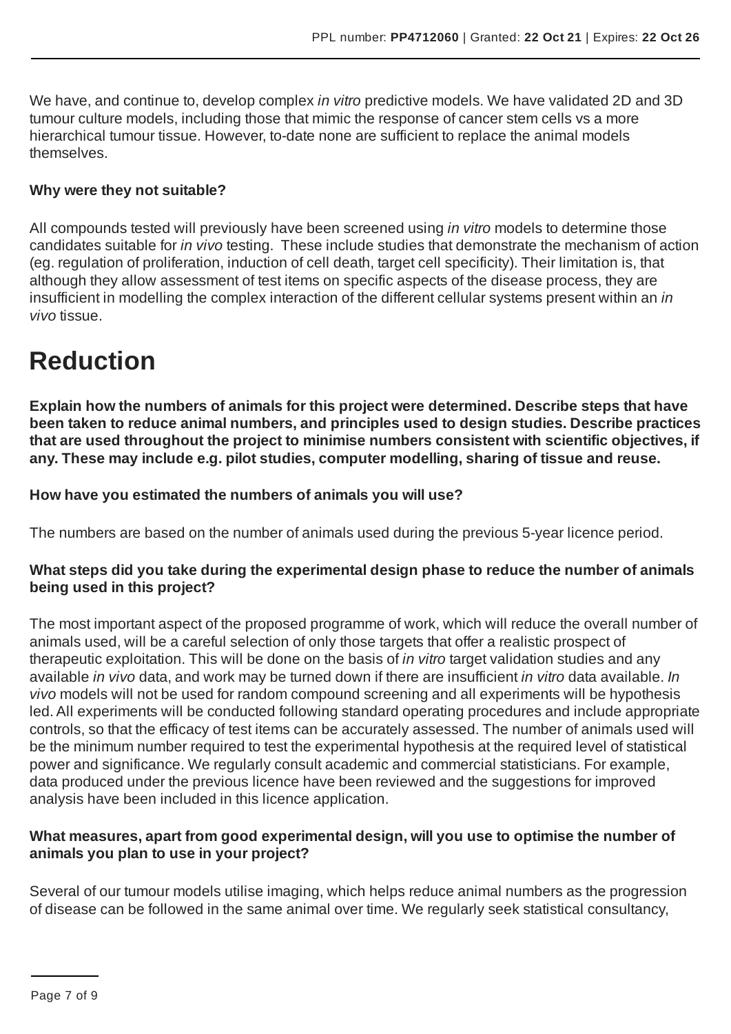We have, and continue to, develop complex *in vitro* predictive models. We have validated 2D and 3D tumour culture models, including those that mimic the response of cancer stem cells vs a more hierarchical tumour tissue. However, to-date none are sufficient to replace the animal models themselves.

**Why were they not suitable?**

All compounds tested will previously have been screened using *in vitro* models to determine those candidates suitable for *in vivo* testing. These include studies that demonstrate the mechanism of action (eg. regulation of proliferation, induction of cell death, target cell specificity). Their limitation is, that although they allow assessment of test items on specific aspects of the disease process, they are insufficient in modelling the complex interaction of the different cellular systems present within an *in vivo* tissue.

# Reduction

**Explain how the numbers of animals for this project were determined. Describe steps that have been taken to reduce animal numbers, and principles used to design studies. Describe practices that are used throughout the project to minimise numbers consistent with scientific objectives, if any. These may include e.g. pilot studies, computer modelling, sharing of tissue and reuse.**

**How have you estimated the numbers of animals you will use?**

The numbers are based on the number of animals used during the previous 5-year licence period.

**What steps did you take during the experimental design phase to reduce the number of animals being used in this project?**

The most important aspect of the proposed programme of work, which will reduce the overall number of animals used, will be a careful selection of only those targets that offer a realistic prospect of therapeutic exploitation. This will be done on the basis of *in vitro* target validation studies and any available *in vivo* data, and work may be turned down if there are insufficient *in vitro* data available. *In vivo* models will not be used for random compound screening and all experiments will be hypothesis led. All experiments will be conducted following standard operating procedures and include appropriate controls, so that the efficacy of test items can be accurately assessed. The number of animals used will be the minimum number required to test the experimental hypothesis at the required level of statistical power and significance. We regularly consult academic and commercial statisticians. For example, data produced under the previous licence have been reviewed and the suggestions for improved analysis have been included in this licence application.

**What measures, apart from good experimental design, will you use to optimise the number of animals you plan to use in your project?**

Several of our tumour models utilise imaging, which helps reduce animal numbers as the progression of disease can be followed in the same animal over time. We regularly seek statistical consultancy,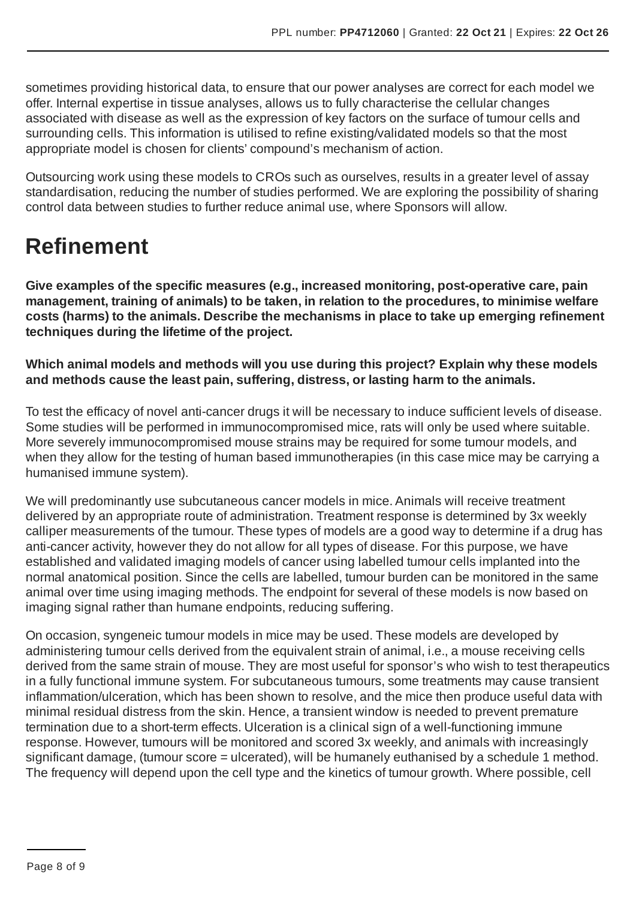sometimes providing historical data, to ensure that our power analyses are correct for each model we offer. Internal expertise in tissue analyses, allows us to fully characterise the cellular changes associated with disease as well as the expression of key factors on the surface of tumour cells and surrounding cells. This information is utilised to refine existing/validated models so that the most appropriate model is chosen for clients' compound's mechanism of action.

Outsourcing work using these models to CROs such as ourselves, results in a greater level of assay standardisation, reducing the number of studies performed. We are exploring the possibility of sharing control data between studies to further reduce animal use, where Sponsors will allow.

# Refinement

**Give examples of the specific measures (e.g., increased monitoring, post-operative care, pain management, training of animals) to be taken, in relation to the procedures, to minimise welfare costs (harms) to the animals. Describe the mechanisms in place to take up emerging refinement techniques during the lifetime of the project.**

**Which animal models and methods will you use during this project? Explain why these models and methods cause the least pain, suffering, distress, or lasting harm to the animals.**

To test the efficacy of novel anti-cancer drugs it will be necessary to induce sufficient levels of disease. Some studies will be performed in immunocompromised mice, rats will only be used where suitable. More severely immunocompromised mouse strains may be required for some tumour models, and when they allow for the testing of human based immunotherapies (in this case mice may be carrying a humanised immune system).

We will predominantly use subcutaneous cancer models in mice. Animals will receive treatment delivered by an appropriate route of administration. Treatment response is determined by 3x weekly calliper measurements of the tumour. These types of models are a good way to determine if a drug has anti-cancer activity, however they do not allow for all types of disease. For this purpose, we have established and validated imaging models of cancer using labelled tumour cells implanted into the normal anatomical position. Since the cells are labelled, tumour burden can be monitored in the same animal over time using imaging methods. The endpoint for several of these models is now based on imaging signal rather than humane endpoints, reducing suffering.

On occasion, syngeneic tumour models in mice may be used. These models are developed by administering tumour cells derived from the equivalent strain of animal, i.e., a mouse receiving cells derived from the same strain of mouse. They are most useful for sponsor's who wish to test therapeutics in a fully functional immune system. For subcutaneous tumours, some treatments may cause transient inflammation/ulceration, which has been shown to resolve, and the mice then produce useful data with minimal residual distress from the skin. Hence, a transient window is needed to prevent premature termination due to a short-term effects. Ulceration is a clinical sign of a well-functioning immune response. However, tumours will be monitored and scored 3x weekly, and animals with increasingly significant damage, (tumour score = ulcerated), will be humanely euthanised by a schedule 1 method. The frequency will depend upon the cell type and the kinetics of tumour growth. Where possible, cell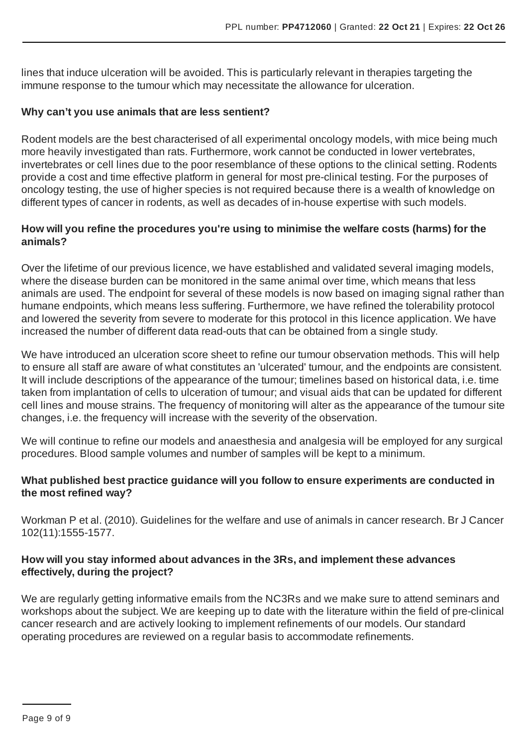lines that induce ulceration will be avoided. This is particularly relevant in therapies targeting the immune response to the tumour which may necessitate the allowance for ulceration.

**Why can't you use animals that are less sentient?**

Rodent models are the best characterised of all experimental oncology models, with mice being much more heavily investigated than rats. Furthermore, work cannot be conducted in lower vertebrates, invertebrates or cell lines due to the poor resemblance of these options to the clinical setting. Rodents provide a cost and time effective platform in general for most pre-clinical testing. For the purposes of oncology testing, the use of higher species is not required because there is a wealth of knowledge on different types of cancer in rodents, as well as decades of in-house expertise with such models.

**How will you refine the procedures you're using to minimise the welfare costs (harms) for the animals?**

Over the lifetime of our previous licence, we have established and validated several imaging models, where the disease burden can be monitored in the same animal over time, which means that less animals are used. The endpoint for several of these models is now based on imaging signal rather than humane endpoints, which means less suffering. Furthermore, we have refined the tolerability protocol and lowered the severity from severe to moderate for this protocol in this licence application. We have increased the number of different data read-outs that can be obtained from a single study.

We have introduced an ulceration score sheet to refine our tumour observation methods. This will help to ensure all staff are aware of what constitutes an 'ulcerated' tumour, and the endpoints are consistent. It will include descriptions of the appearance of the tumour; timelines based on historical data, i.e. time taken from implantation of cells to ulceration of tumour; and visual aids that can be updated for different cell lines and mouse strains. The frequency of monitoring will alter as the appearance of the tumour site changes, i.e. the frequency will increase with the severity of the observation.

We will continue to refine our models and anaesthesia and analgesia will be employed for any surgical procedures. Blood sample volumes and number of samples will be kept to a minimum.

**What published best practice guidance will you follow to ensure experiments are conducted in the most refined way?**

Workman P et al. (2010). Guidelines for the welfare and use of animals in cancer research. Br J Cancer 102(11):1555-1577.

**How will you stay informed about advances in the 3Rs, and implement these advances effectively, during the project?**

We are regularly getting informative emails from the NC3Rs and we make sure to attend seminars and workshops about the subject. We are keeping up to date with the literature within the field of pre-clinical cancer research and are actively looking to implement refinements of our models. Our standard operating procedures are reviewed on a regular basis to accommodate refinements.